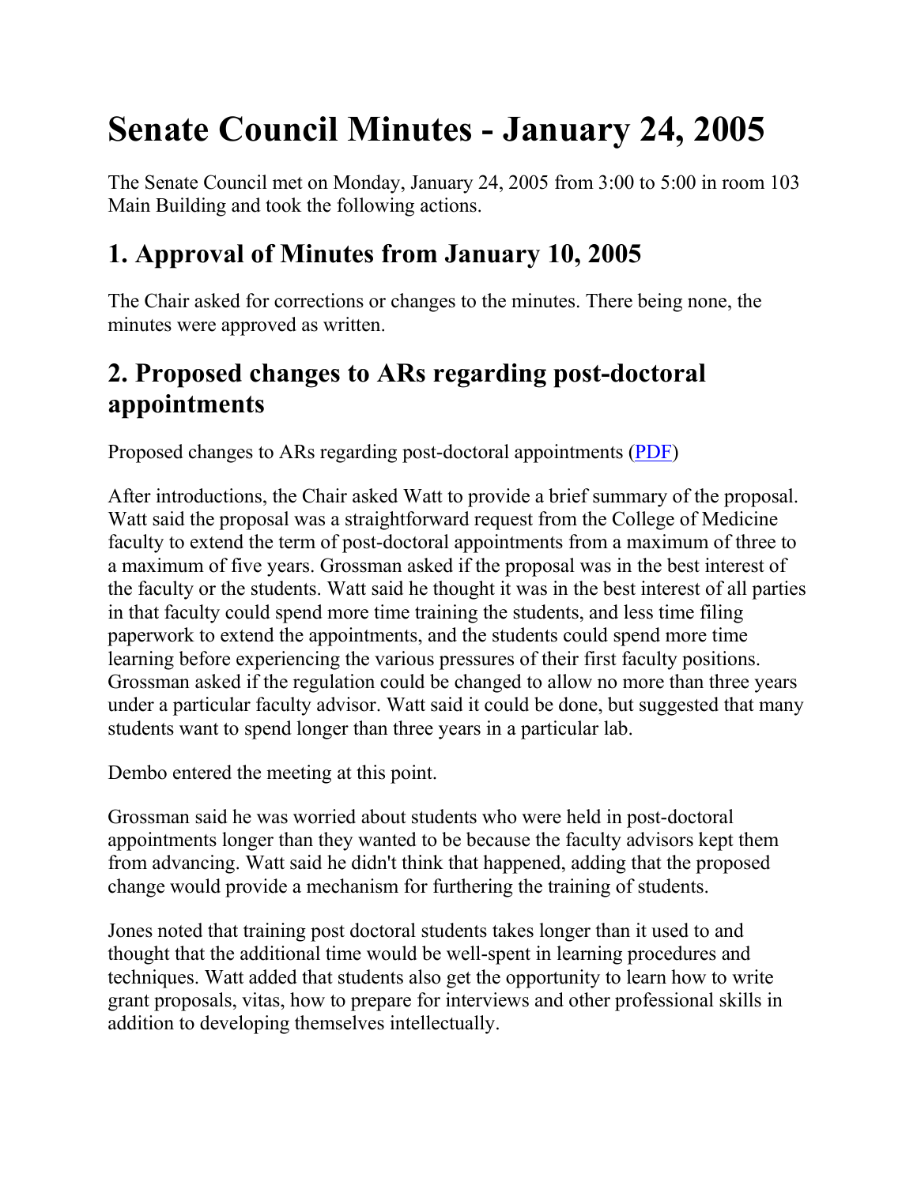# Senate Council Minutes - January 24, 2005

The Senate Council met on Monday, January 24, 2005 from 3:00 to 5:00 in room 103 Main Building and took the following actions.

## 1. Approval of Minutes from January 10, 2005

The Chair asked for corrections or changes to the minutes. There being none, the minutes were approved as written.

## 2. Proposed changes to ARs regarding post-doctoral appointments

Proposed changes to ARs regarding post-doctoral appointments (PDF)

After introductions, the Chair asked Watt to provide a brief summary of the proposal. Watt said the proposal was a straightforward request from the College of Medicine faculty to extend the term of post-doctoral appointments from a maximum of three to a maximum of five years. Grossman asked if the proposal was in the best interest of the faculty or the students. Watt said he thought it was in the best interest of all parties in that faculty could spend more time training the students, and less time filing paperwork to extend the appointments, and the students could spend more time learning before experiencing the various pressures of their first faculty positions. Grossman asked if the regulation could be changed to allow no more than three years under a particular faculty advisor. Watt said it could be done, but suggested that many students want to spend longer than three years in a particular lab.

Dembo entered the meeting at this point.

Grossman said he was worried about students who were held in post-doctoral appointments longer than they wanted to be because the faculty advisors kept them from advancing. Watt said he didn't think that happened, adding that the proposed change would provide a mechanism for furthering the training of students.

Jones noted that training post doctoral students takes longer than it used to and thought that the additional time would be well-spent in learning procedures and techniques. Watt added that students also get the opportunity to learn how to write grant proposals, vitas, how to prepare for interviews and other professional skills in addition to developing themselves intellectually.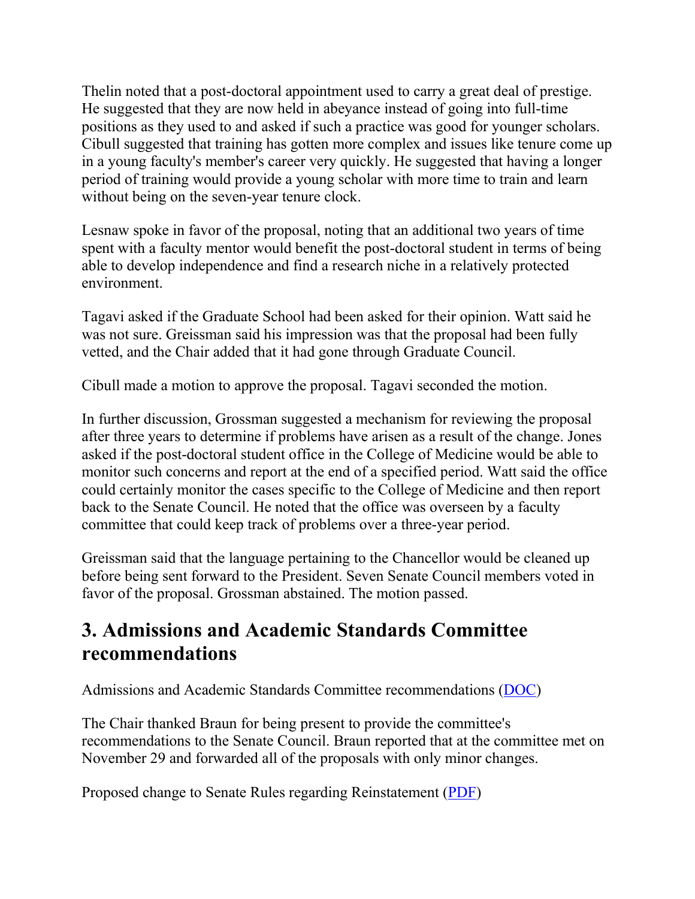Thelin noted that a post-doctoral appointment used to carry a great deal of prestige. He suggested that they are now held in abeyance instead of going into full-time positions as they used to and asked if such a practice was good for younger scholars. Cibull suggested that training has gotten more complex and issues like tenure come up in a young faculty's member's career very quickly. He suggested that having a longer period of training would provide a young scholar with more time to train and learn without being on the seven-year tenure clock.

Lesnaw spoke in favor of the proposal, noting that an additional two years of time spent with a faculty mentor would benefit the post-doctoral student in terms of being able to develop independence and find a research niche in a relatively protected environment.

Tagavi asked if the Graduate School had been asked for their opinion. Watt said he was not sure. Greissman said his impression was that the proposal had been fully vetted, and the Chair added that it had gone through Graduate Council.

Cibull made a motion to approve the proposal. Tagavi seconded the motion.

In further discussion, Grossman suggested a mechanism for reviewing the proposal after three years to determine if problems have arisen as a result of the change. Jones asked if the post-doctoral student office in the College of Medicine would be able to monitor such concerns and report at the end of a specified period. Watt said the office could certainly monitor the cases specific to the College of Medicine and then report back to the Senate Council. He noted that the office was overseen by a faculty committee that could keep track of problems over a three-year period.

Greissman said that the language pertaining to the Chancellor would be cleaned up before being sent forward to the President. Seven Senate Council members voted in favor of the proposal. Grossman abstained. The motion passed.

## 3. Admissions and Academic Standards Committee recommendations

Admissions and Academic Standards Committee recommendations (DOC)

The Chair thanked Braun for being present to provide the committee's recommendations to the Senate Council. Braun reported that at the committee met on November 29 and forwarded all of the proposals with only minor changes.

Proposed change to Senate Rules regarding Reinstatement (PDF)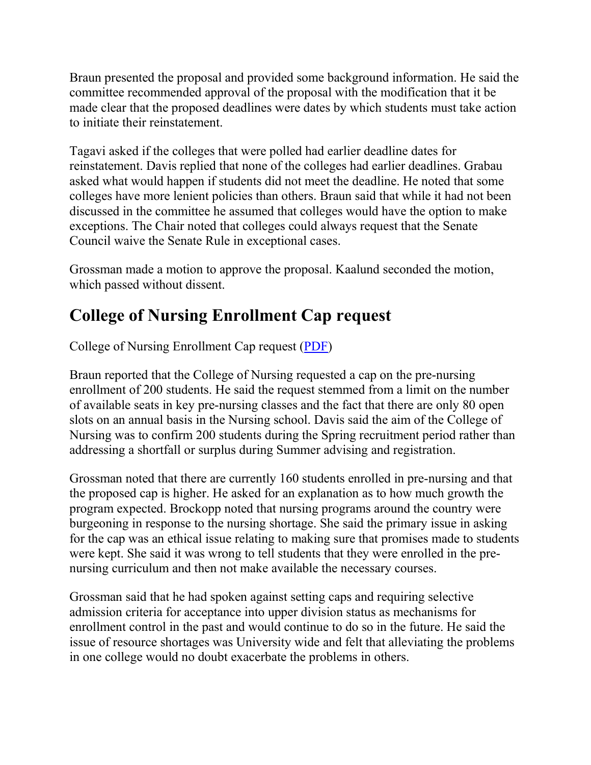Braun presented the proposal and provided some background information. He said the committee recommended approval of the proposal with the modification that it be made clear that the proposed deadlines were dates by which students must take action to initiate their reinstatement.

Tagavi asked if the colleges that were polled had earlier deadline dates for reinstatement. Davis replied that none of the colleges had earlier deadlines. Grabau asked what would happen if students did not meet the deadline. He noted that some colleges have more lenient policies than others. Braun said that while it had not been discussed in the committee he assumed that colleges would have the option to make exceptions. The Chair noted that colleges could always request that the Senate Council waive the Senate Rule in exceptional cases.

Grossman made a motion to approve the proposal. Kaalund seconded the motion, which passed without dissent.

## College of Nursing Enrollment Cap request

College of Nursing Enrollment Cap request (PDF)

Braun reported that the College of Nursing requested a cap on the pre-nursing enrollment of 200 students. He said the request stemmed from a limit on the number of available seats in key pre-nursing classes and the fact that there are only 80 open slots on an annual basis in the Nursing school. Davis said the aim of the College of Nursing was to confirm 200 students during the Spring recruitment period rather than addressing a shortfall or surplus during Summer advising and registration.

Grossman noted that there are currently 160 students enrolled in pre-nursing and that the proposed cap is higher. He asked for an explanation as to how much growth the program expected. Brockopp noted that nursing programs around the country were burgeoning in response to the nursing shortage. She said the primary issue in asking for the cap was an ethical issue relating to making sure that promises made to students were kept. She said it was wrong to tell students that they were enrolled in the pre-nursing curriculum and then not make available the necessary courses.

Grossman said that he had spoken against setting caps and requiring selective admission criteria for acceptance into upper division status as mechanisms for enrollment control in the past and would continue to do so in the future. He said the issue of resource shortages was University wide and felt that alleviating the problems in one college would no doubt exacerbate the problems in others.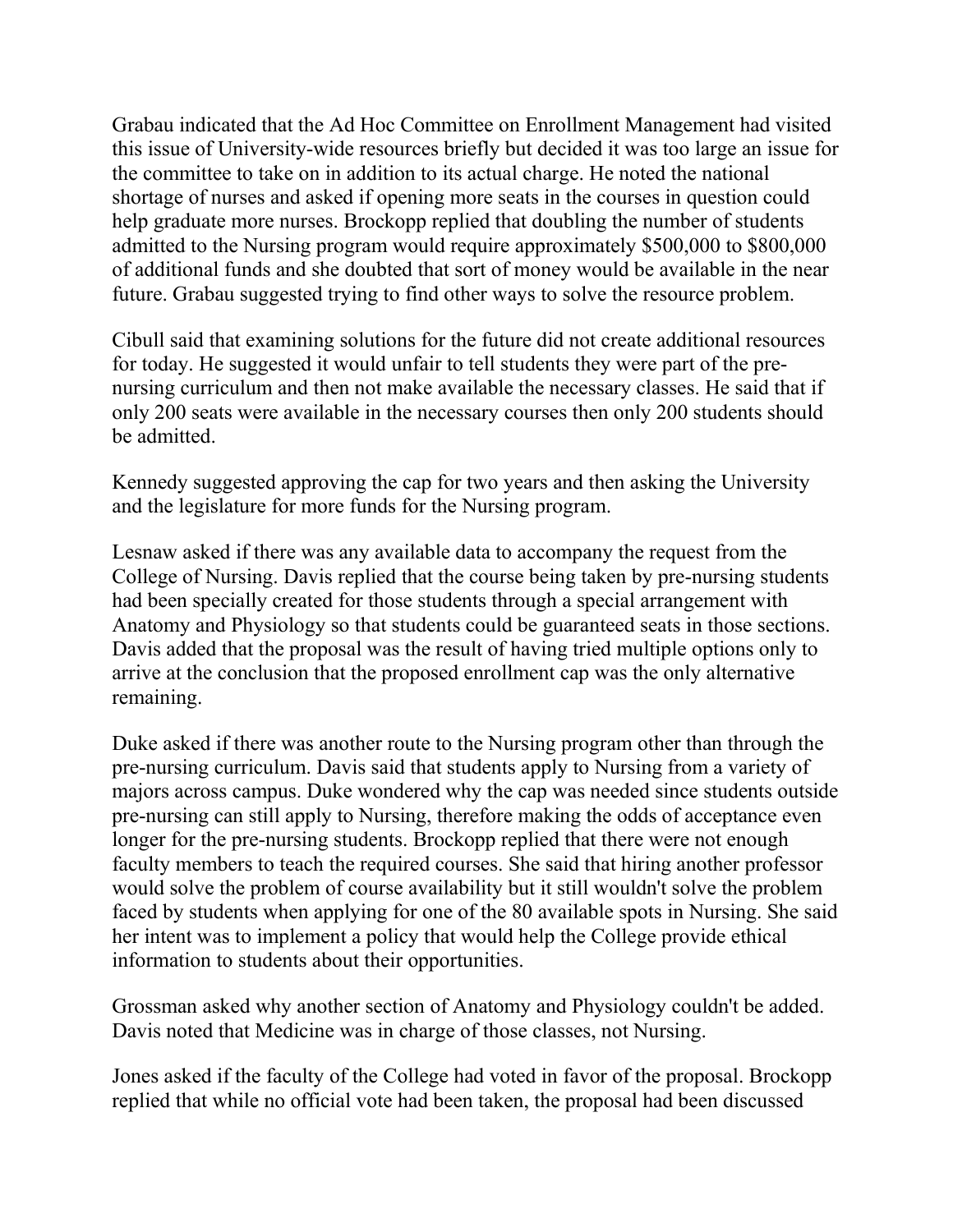Grabau indicated that the Ad Hoc Committee on Enrollment Management had visited this issue of University-wide resources briefly but decided it was too large an issue for the committee to take on in addition to its actual charge. He noted the national shortage of nurses and asked if opening more seats in the courses in question could help graduate more nurses. Brockopp replied that doubling the number of students admitted to the Nursing program would require approximately $500,000 to $800,000 of additional funds and she doubted that sort of money would be available in the near future. Grabau suggested trying to find other ways to solve the resource problem.

Cibull said that examining solutions for the future did not create additional resources for today. He suggested it would unfair to tell students they were part of the pre-nursing curriculum and then not make available the necessary classes. He said that if only 200 seats were available in the necessary courses then only 200 students should be admitted.

Kennedy suggested approving the cap for two years and then asking the University and the legislature for more funds for the Nursing program.

Lesnaw asked if there was any available data to accompany the request from the College of Nursing. Davis replied that the course being taken by pre-nursing students had been specially created for those students through a special arrangement with Anatomy and Physiology so that students could be guaranteed seats in those sections. Davis added that the proposal was the result of having tried multiple options only to arrive at the conclusion that the proposed enrollment cap was the only alternative remaining.

Duke asked if there was another route to the Nursing program other than through the pre-nursing curriculum. Davis said that students apply to Nursing from a variety of majors across campus. Duke wondered why the cap was needed since students outside pre-nursing can still apply to Nursing, therefore making the odds of acceptance even longer for the pre-nursing students. Brockopp replied that there were not enough faculty members to teach the required courses. She said that hiring another professor would solve the problem of course availability but it still wouldn't solve the problem faced by students when applying for one of the 80 available spots in Nursing. She said her intent was to implement a policy that would help the College provide ethical information to students about their opportunities.

Grossman asked why another section of Anatomy and Physiology couldn't be added. Davis noted that Medicine was in charge of those classes, not Nursing.

Jones asked if the faculty of the College had voted in favor of the proposal. Brockopp replied that while no official vote had been taken, the proposal had been discussed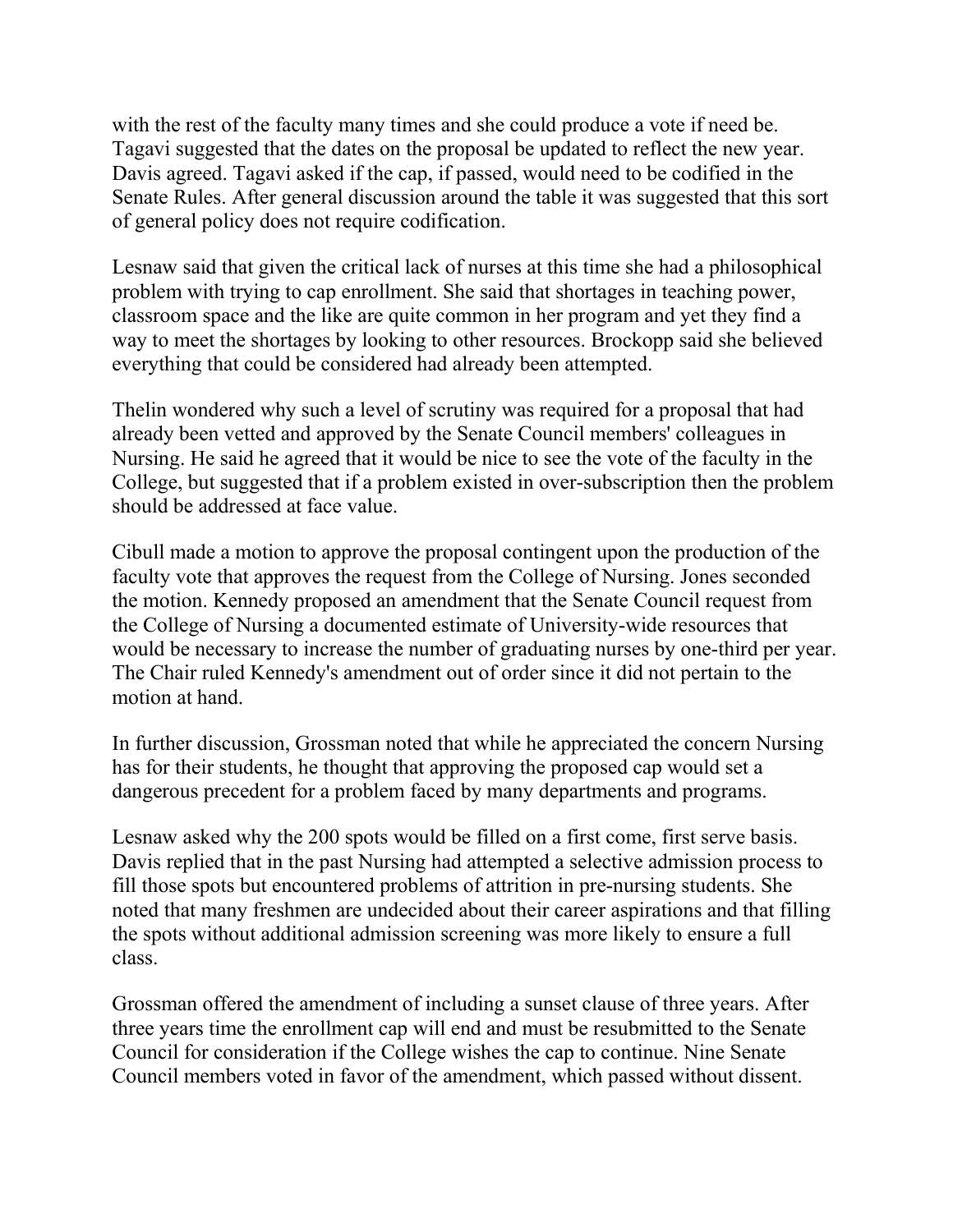with the rest of the faculty many times and she could produce a vote if need be. Tagavi suggested that the dates on the proposal be updated to reflect the new year. Davis agreed. Tagavi asked if the cap, if passed, would need to be codified in the Senate Rules. After general discussion around the table it was suggested that this sort of general policy does not require codification.

Lesnaw said that given the critical lack of nurses at this time she had a philosophical problem with trying to cap enrollment. She said that shortages in teaching power, classroom space and the like are quite common in her program and yet they find a way to meet the shortages by looking to other resources. Brockopp said she believed everything that could be considered had already been attempted.

Thelin wondered why such a level of scrutiny was required for a proposal that had already been vetted and approved by the Senate Council members' colleagues in Nursing. He said he agreed that it would be nice to see the vote of the faculty in the College, but suggested that if a problem existed in over-subscription then the problem should be addressed at face value.

Cibull made a motion to approve the proposal contingent upon the production of the faculty vote that approves the request from the College of Nursing. Jones seconded the motion. Kennedy proposed an amendment that the Senate Council request from the College of Nursing a documented estimate of University-wide resources that would be necessary to increase the number of graduating nurses by one-third per year. The Chair ruled Kennedy's amendment out of order since it did not pertain to the motion at hand.

In further discussion, Grossman noted that while he appreciated the concern Nursing has for their students, he thought that approving the proposed cap would set a dangerous precedent for a problem faced by many departments and programs.

Lesnaw asked why the 200 spots would be filled on a first come, first serve basis. Davis replied that in the past Nursing had attempted a selective admission process to fill those spots but encountered problems of attrition in pre-nursing students. She noted that many freshmen are undecided about their career aspirations and that filling the spots without additional admission screening was more likely to ensure a full class.

Grossman offered the amendment of including a sunset clause of three years. After three years time the enrollment cap will end and must be resubmitted to the Senate Council for consideration if the College wishes the cap to continue. Nine Senate Council members voted in favor of the amendment, which passed without dissent.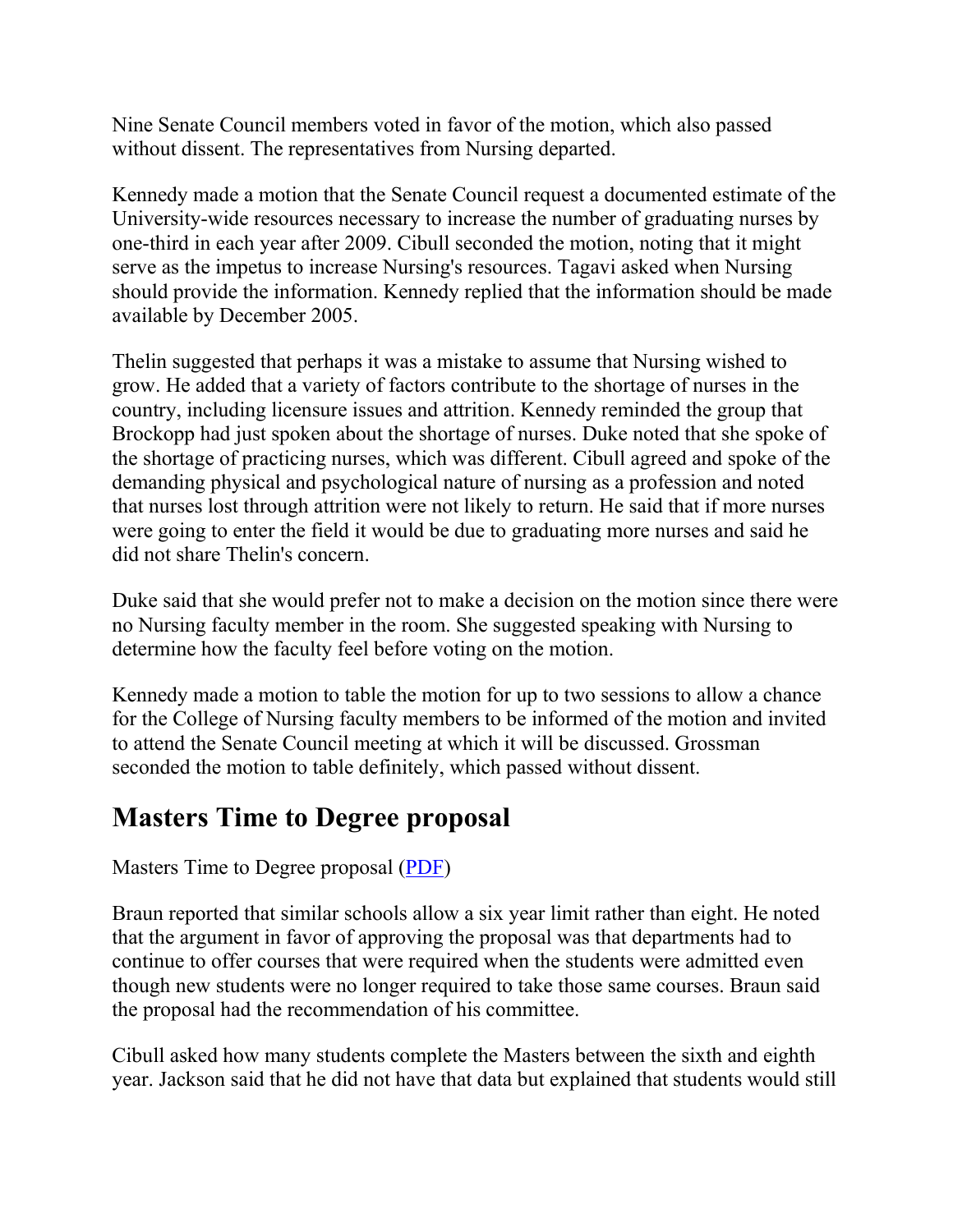Nine Senate Council members voted in favor of the motion, which also passed without dissent. The representatives from Nursing departed.

Kennedy made a motion that the Senate Council request a documented estimate of the University-wide resources necessary to increase the number of graduating nurses by one-third in each year after 2009. Cibull seconded the motion, noting that it might serve as the impetus to increase Nursing's resources. Tagavi asked when Nursing should provide the information. Kennedy replied that the information should be made available by December 2005.

Thelin suggested that perhaps it was a mistake to assume that Nursing wished to grow. He added that a variety of factors contribute to the shortage of nurses in the country, including licensure issues and attrition. Kennedy reminded the group that Brockopp had just spoken about the shortage of nurses. Duke noted that she spoke of the shortage of practicing nurses, which was different. Cibull agreed and spoke of the demanding physical and psychological nature of nursing as a profession and noted that nurses lost through attrition were not likely to return. He said that if more nurses were going to enter the field it would be due to graduating more nurses and said he did not share Thelin's concern.

Duke said that she would prefer not to make a decision on the motion since there were no Nursing faculty member in the room. She suggested speaking with Nursing to determine how the faculty feel before voting on the motion.

Kennedy made a motion to table the motion for up to two sessions to allow a chance for the College of Nursing faculty members to be informed of the motion and invited to attend the Senate Council meeting at which it will be discussed. Grossman seconded the motion to table definitely, which passed without dissent.

## Masters Time to Degree proposal

Masters Time to Degree proposal (PDF)

Braun reported that similar schools allow a six year limit rather than eight. He noted that the argument in favor of approving the proposal was that departments had to continue to offer courses that were required when the students were admitted even though new students were no longer required to take those same courses. Braun said the proposal had the recommendation of his committee.

Cibull asked how many students complete the Masters between the sixth and eighth year. Jackson said that he did not have that data but explained that students would still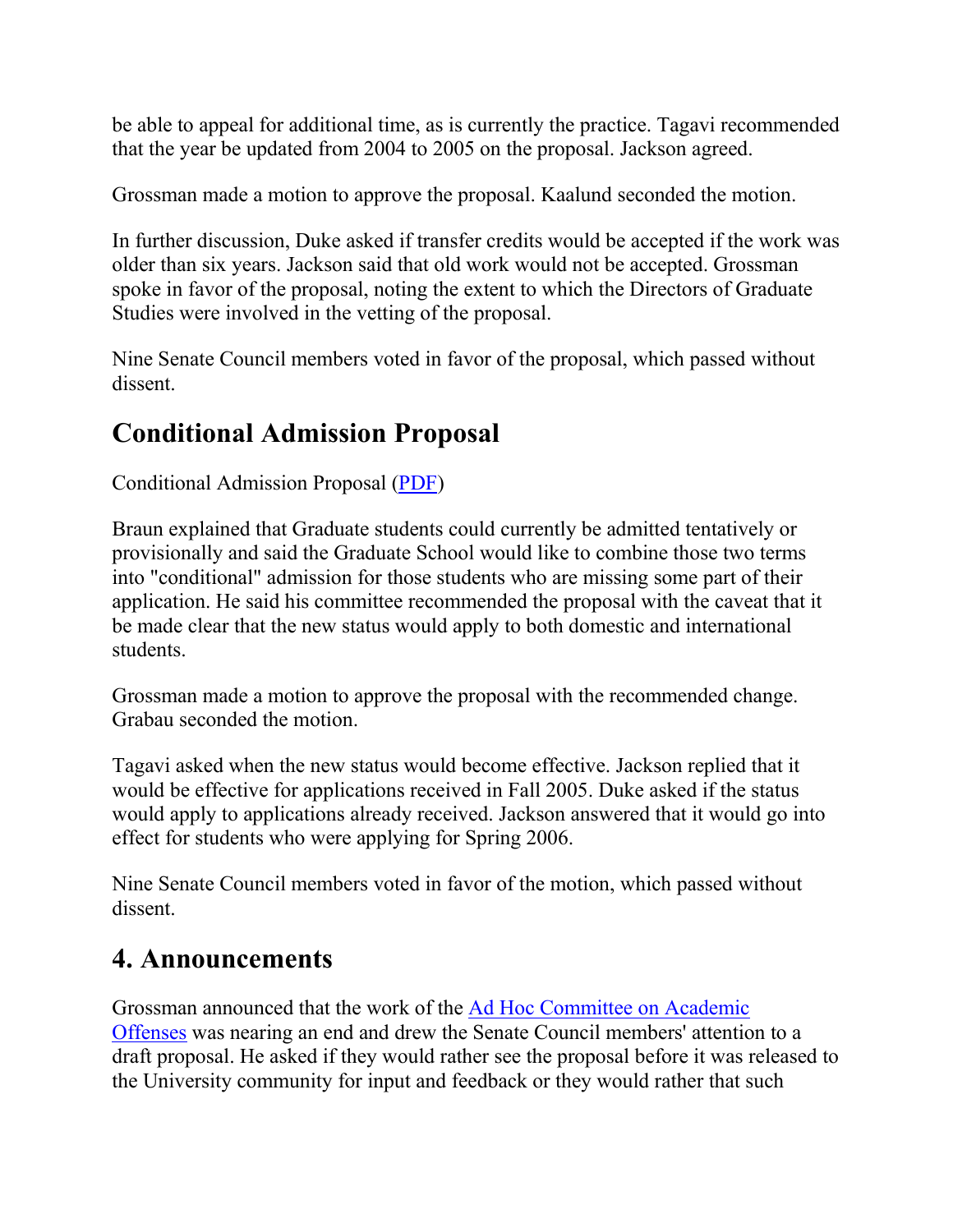be able to appeal for additional time, as is currently the practice. Tagavi recommended that the year be updated from 2004 to 2005 on the proposal. Jackson agreed.

Grossman made a motion to approve the proposal. Kaalund seconded the motion.

In further discussion, Duke asked if transfer credits would be accepted if the work was older than six years. Jackson said that old work would not be accepted. Grossman spoke in favor of the proposal, noting the extent to which the Directors of Graduate Studies were involved in the vetting of the proposal.

Nine Senate Council members voted in favor of the proposal, which passed without dissent.

## Conditional Admission Proposal

Conditional Admission Proposal (PDF)

Braun explained that Graduate students could currently be admitted tentatively or provisionally and said the Graduate School would like to combine those two terms into "conditional" admission for those students who are missing some part of their application. He said his committee recommended the proposal with the caveat that it be made clear that the new status would apply to both domestic and international students.

Grossman made a motion to approve the proposal with the recommended change. Grabau seconded the motion.

Tagavi asked when the new status would become effective. Jackson replied that it would be effective for applications received in Fall 2005. Duke asked if the status would apply to applications already received. Jackson answered that it would go into effect for students who were applying for Spring 2006.

Nine Senate Council members voted in favor of the motion, which passed without dissent.

## 4. Announcements

Grossman announced that the work of the Ad Hoc Committee on Academic Offenses was nearing an end and drew the Senate Council members' attention to a draft proposal. He asked if they would rather see the proposal before it was released to the University community for input and feedback or they would rather that such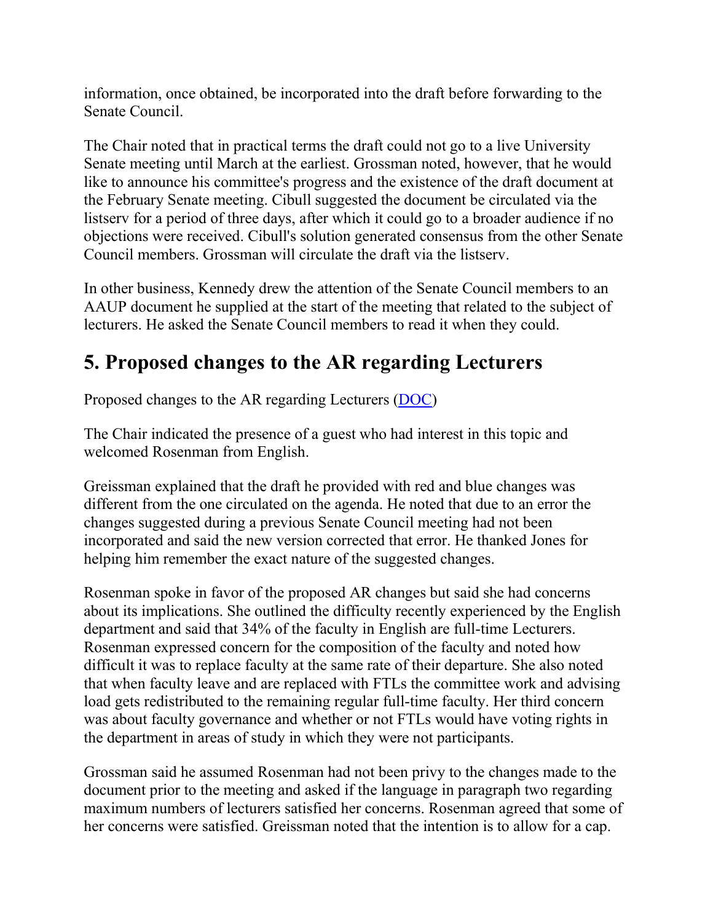information, once obtained, be incorporated into the draft before forwarding to the Senate Council.

The Chair noted that in practical terms the draft could not go to a live University Senate meeting until March at the earliest. Grossman noted, however, that he would like to announce his committee's progress and the existence of the draft document at the February Senate meeting. Cibull suggested the document be circulated via the listserv for a period of three days, after which it could go to a broader audience if no objections were received. Cibull's solution generated consensus from the other Senate Council members. Grossman will circulate the draft via the listserv.

In other business, Kennedy drew the attention of the Senate Council members to an AAUP document he supplied at the start of the meeting that related to the subject of lecturers. He asked the Senate Council members to read it when they could.

## 5. Proposed changes to the AR regarding Lecturers

Proposed changes to the AR regarding Lecturers (DOC)

The Chair indicated the presence of a guest who had interest in this topic and welcomed Rosenman from English.

Greissman explained that the draft he provided with red and blue changes was different from the one circulated on the agenda. He noted that due to an error the changes suggested during a previous Senate Council meeting had not been incorporated and said the new version corrected that error. He thanked Jones for helping him remember the exact nature of the suggested changes.

Rosenman spoke in favor of the proposed AR changes but said she had concerns about its implications. She outlined the difficulty recently experienced by the English department and said that 34% of the faculty in English are full-time Lecturers. Rosenman expressed concern for the composition of the faculty and noted how difficult it was to replace faculty at the same rate of their departure. She also noted that when faculty leave and are replaced with FTLs the committee work and advising load gets redistributed to the remaining regular full-time faculty. Her third concern was about faculty governance and whether or not FTLs would have voting rights in the department in areas of study in which they were not participants.

Grossman said he assumed Rosenman had not been privy to the changes made to the document prior to the meeting and asked if the language in paragraph two regarding maximum numbers of lecturers satisfied her concerns. Rosenman agreed that some of her concerns were satisfied. Greissman noted that the intention is to allow for a cap.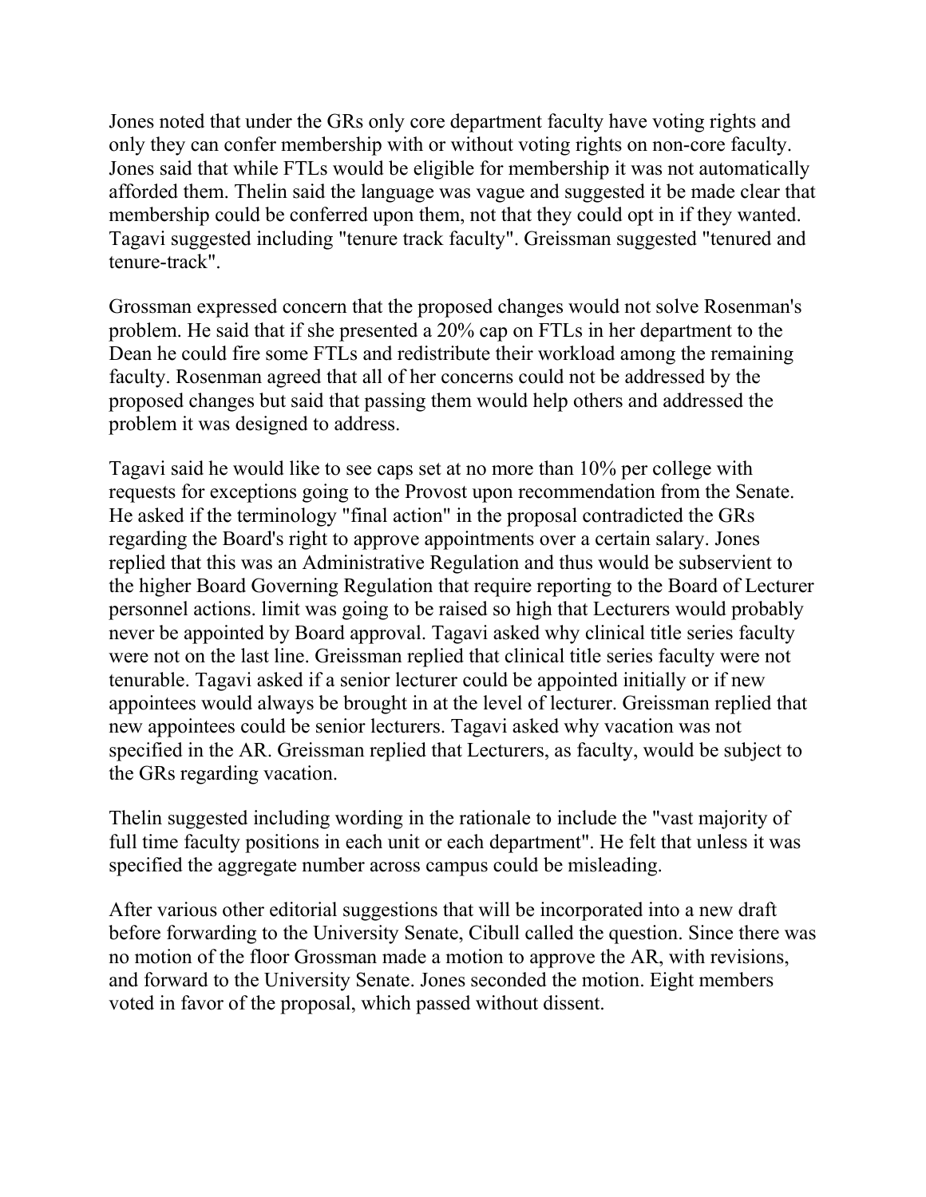Jones noted that under the GRs only core department faculty have voting rights and only they can confer membership with or without voting rights on non-core faculty. Jones said that while FTLs would be eligible for membership it was not automatically afforded them. Thelin said the language was vague and suggested it be made clear that membership could be conferred upon them, not that they could opt in if they wanted. Tagavi suggested including "tenure track faculty". Greissman suggested "tenured and tenure-track".

Grossman expressed concern that the proposed changes would not solve Rosenman's problem. He said that if she presented a 20% cap on FTLs in her department to the Dean he could fire some FTLs and redistribute their workload among the remaining faculty. Rosenman agreed that all of her concerns could not be addressed by the proposed changes but said that passing them would help others and addressed the problem it was designed to address.

Tagavi said he would like to see caps set at no more than 10% per college with requests for exceptions going to the Provost upon recommendation from the Senate. He asked if the terminology "final action" in the proposal contradicted the GRs regarding the Board's right to approve appointments over a certain salary. Jones replied that this was an Administrative Regulation and thus would be subservient to the higher Board Governing Regulation that require reporting to the Board of Lecturer personnel actions. limit was going to be raised so high that Lecturers would probably never be appointed by Board approval. Tagavi asked why clinical title series faculty were not on the last line. Greissman replied that clinical title series faculty were not tenurable. Tagavi asked if a senior lecturer could be appointed initially or if new appointees would always be brought in at the level of lecturer. Greissman replied that new appointees could be senior lecturers. Tagavi asked why vacation was not specified in the AR. Greissman replied that Lecturers, as faculty, would be subject to the GRs regarding vacation.

Thelin suggested including wording in the rationale to include the "vast majority of full time faculty positions in each unit or each department". He felt that unless it was specified the aggregate number across campus could be misleading.

After various other editorial suggestions that will be incorporated into a new draft before forwarding to the University Senate, Cibull called the question. Since there was no motion of the floor Grossman made a motion to approve the AR, with revisions, and forward to the University Senate. Jones seconded the motion. Eight members voted in favor of the proposal, which passed without dissent.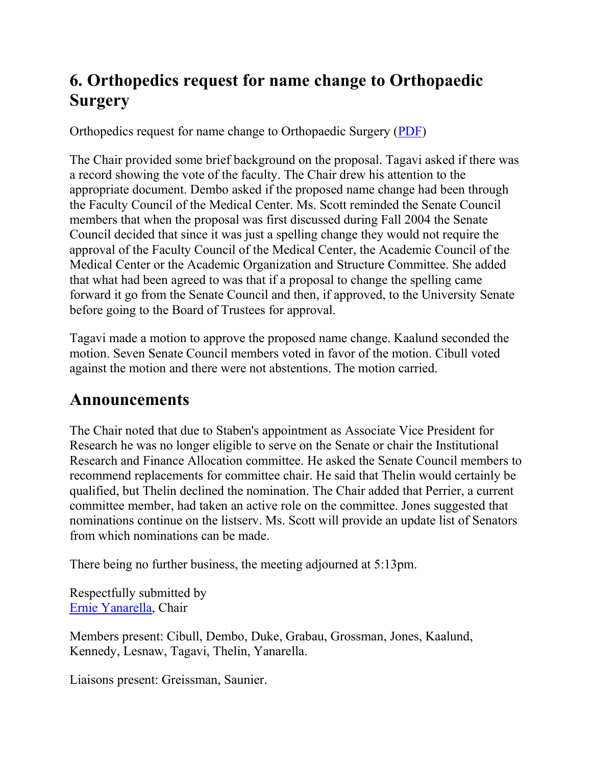## 6. Orthopedics request for name change to Orthopaedic Surgery

Orthopedics request for name change to Orthopaedic Surgery (PDF)

The Chair provided some brief background on the proposal. Tagavi asked if there was a record showing the vote of the faculty. The Chair drew his attention to the appropriate document. Dembo asked if the proposed name change had been through the Faculty Council of the Medical Center. Ms. Scott reminded the Senate Council members that when the proposal was first discussed during Fall 2004 the Senate Council decided that since it was just a spelling change they would not require the approval of the Faculty Council of the Medical Center, the Academic Council of the Medical Center or the Academic Organization and Structure Committee. She added that what had been agreed to was that if a proposal to change the spelling came forward it go from the Senate Council and then, if approved, to the University Senate before going to the Board of Trustees for approval.

Tagavi made a motion to approve the proposed name change. Kaalund seconded the motion. Seven Senate Council members voted in favor of the motion. Cibull voted against the motion and there were not abstentions. The motion carried.

## Announcements

The Chair noted that due to Staben's appointment as Associate Vice President for Research he was no longer eligible to serve on the Senate or chair the Institutional Research and Finance Allocation committee. He asked the Senate Council members to recommend replacements for committee chair. He said that Thelin would certainly be qualified, but Thelin declined the nomination. The Chair added that Perrier, a current committee member, had taken an active role on the committee. Jones suggested that nominations continue on the listserv. Ms. Scott will provide an update list of Senators from which nominations can be made.

There being no further business, the meeting adjourned at 5:13pm.

Respectfully submitted by
Ernie Yanarella, Chair

Members present: Cibull, Dembo, Duke, Grabau, Grossman, Jones, Kaalund, Kennedy, Lesnaw, Tagavi, Thelin, Yanarella.

Liaisons present: Greissman, Saunier.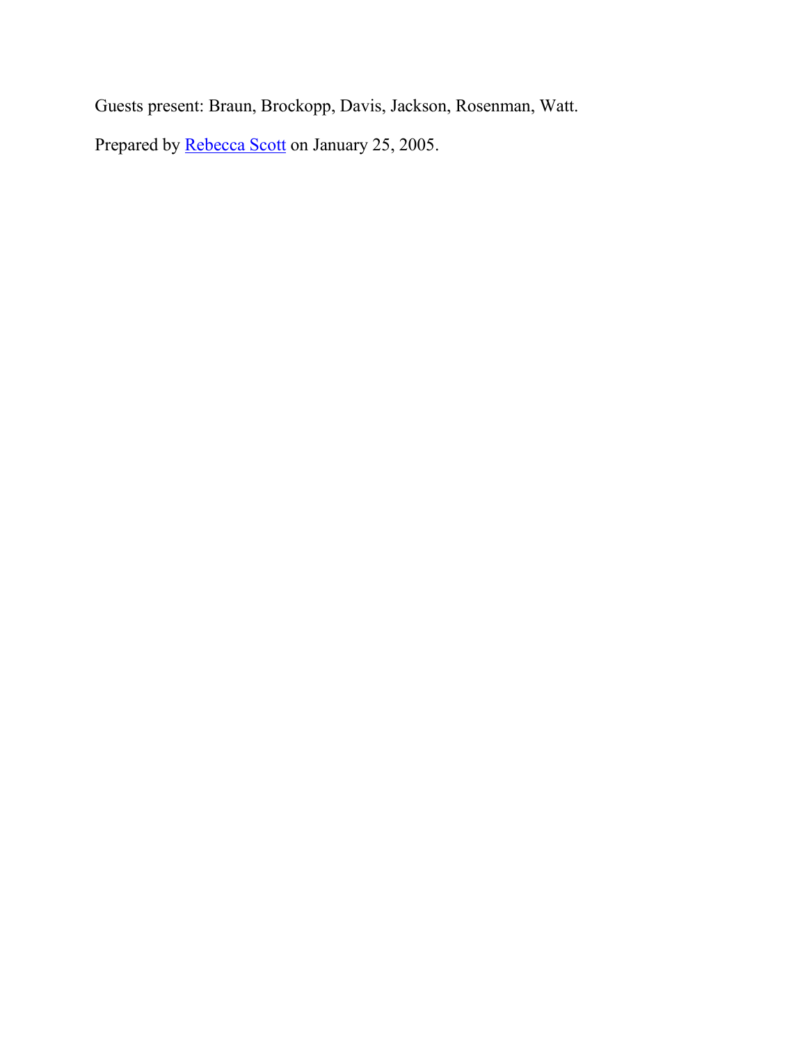Guests present: Braun, Brockopp, Davis, Jackson, Rosenman, Watt.

Prepared by Rebecca Scott on January 25, 2005.